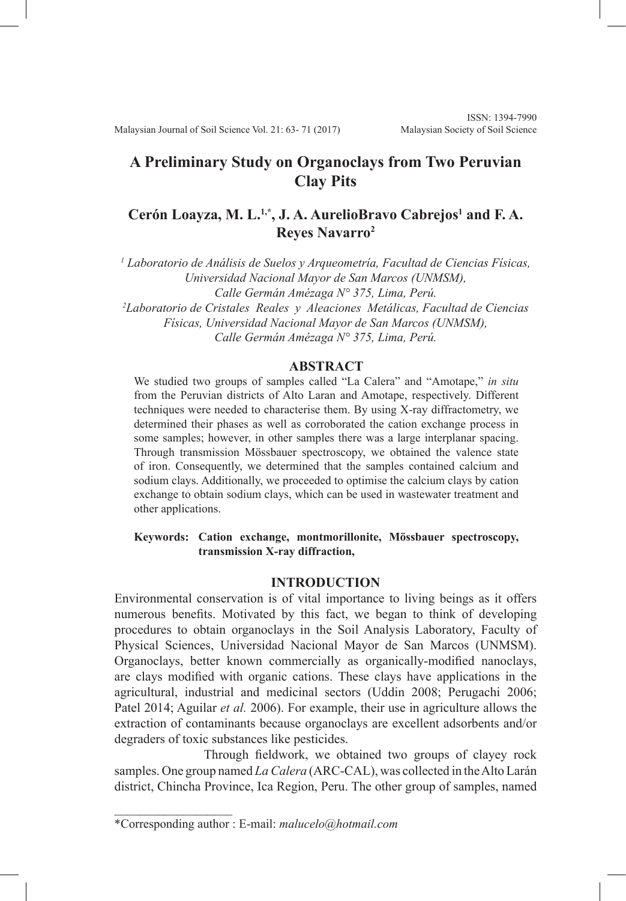# A Preliminary Study on Organoclays from Two Peruvian Clay Pits

## Cerón Loayza, M. L.[1,*], J. A. AurelioBravo Cabrejos[1] and F. A. Reyes Navarro[2]

*[1] Laboratorio de Análisis de Suelos y Arqueometría, Facultad de Ciencias Físicas, Universidad Nacional Mayor de San Marcos (UNMSM), Calle Germán Amézaga N° 375, Lima, Perú.*

*[2]Laboratorio de Cristales Reales y Aleaciones Metálicas, Facultad de Ciencias Físicas, Universidad Nacional Mayor de San Marcos (UNMSM), Calle Germán Amézaga N° 375, Lima, Perú.*

## ABSTRACT

We studied two groups of samples called "La Calera" and "Amotape," *in situ* from the Peruvian districts of Alto Laran and Amotape, respectively. Different techniques were needed to characterise them. By using X-ray diffractometry, we determined their phases as well as corroborated the cation exchange process in some samples; however, in other samples there was a large interplanar spacing. Through transmission Mössbauer spectroscopy, we obtained the valence state of iron. Consequently, we determined that the samples contained calcium and sodium clays. Additionally, we proceeded to optimise the calcium clays by cation exchange to obtain sodium clays, which can be used in wastewater treatment and other applications.

**Keywords: Cation exchange, montmorillonite, Mössbauer spectroscopy, transmission X-ray diffraction,**

## INTRODUCTION

Environmental conservation is of vital importance to living beings as it offers numerous benefits. Motivated by this fact, we began to think of developing procedures to obtain organoclays in the Soil Analysis Laboratory, Faculty of Physical Sciences, Universidad Nacional Mayor de San Marcos (UNMSM). Organoclays, better known commercially as organically-modified nanoclays, are clays modified with organic cations. These clays have applications in the agricultural, industrial and medicinal sectors (Uddin 2008; Perugachi 2006; Patel 2014; Aguilar *et al.* 2006). For example, their use in agriculture allows the extraction of contaminants because organoclays are excellent adsorbents and/or degraders of toxic substances like pesticides.

Through fieldwork, we obtained two groups of clayey rock samples. One group named *La Calera* (ARC-CAL), was collected in the Alto Larán district, Chincha Province, Ica Region, Peru. The other group of samples, named

\*Corresponding author : E-mail: *malucelo@hotmail.com*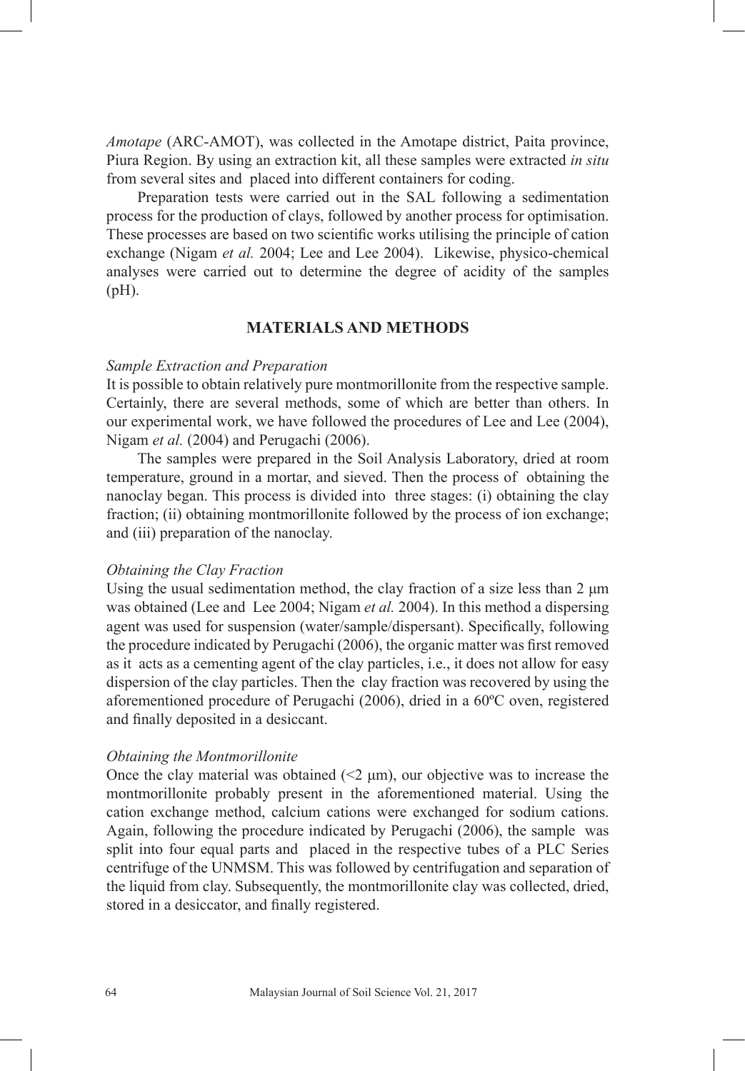*Amotape* (ARC-AMOT), was collected in the Amotape district, Paita province, Piura Region. By using an extraction kit, all these samples were extracted *in situ* from several sites and placed into different containers for coding.

Preparation tests were carried out in the SAL following a sedimentation process for the production of clays, followed by another process for optimisation. These processes are based on two scientific works utilising the principle of cation exchange (Nigam *et al.* 2004; Lee and Lee 2004). Likewise, physico-chemical analyses were carried out to determine the degree of acidity of the samples (pH).

## MATERIALS AND METHODS

### *Sample Extraction and Preparation*

It is possible to obtain relatively pure montmorillonite from the respective sample. Certainly, there are several methods, some of which are better than others. In our experimental work, we have followed the procedures of Lee and Lee (2004), Nigam *et al.* (2004) and Perugachi (2006).

The samples were prepared in the Soil Analysis Laboratory, dried at room temperature, ground in a mortar, and sieved. Then the process of obtaining the nanoclay began. This process is divided into three stages: (i) obtaining the clay fraction; (ii) obtaining montmorillonite followed by the process of ion exchange; and (iii) preparation of the nanoclay.

### *Obtaining the Clay Fraction*

Using the usual sedimentation method, the clay fraction of a size less than 2 μm was obtained (Lee and Lee 2004; Nigam *et al.* 2004). In this method a dispersing agent was used for suspension (water/sample/dispersant). Specifically, following the procedure indicated by Perugachi (2006), the organic matter was first removed as it acts as a cementing agent of the clay particles, i.e., it does not allow for easy dispersion of the clay particles. Then the clay fraction was recovered by using the aforementioned procedure of Perugachi (2006), dried in a 60ºC oven, registered and finally deposited in a desiccant.

### *Obtaining the Montmorillonite*

Once the clay material was obtained (<2 μm), our objective was to increase the montmorillonite probably present in the aforementioned material. Using the cation exchange method, calcium cations were exchanged for sodium cations. Again, following the procedure indicated by Perugachi (2006), the sample was split into four equal parts and placed in the respective tubes of a PLC Series centrifuge of the UNMSM. This was followed by centrifugation and separation of the liquid from clay. Subsequently, the montmorillonite clay was collected, dried, stored in a desiccator, and finally registered.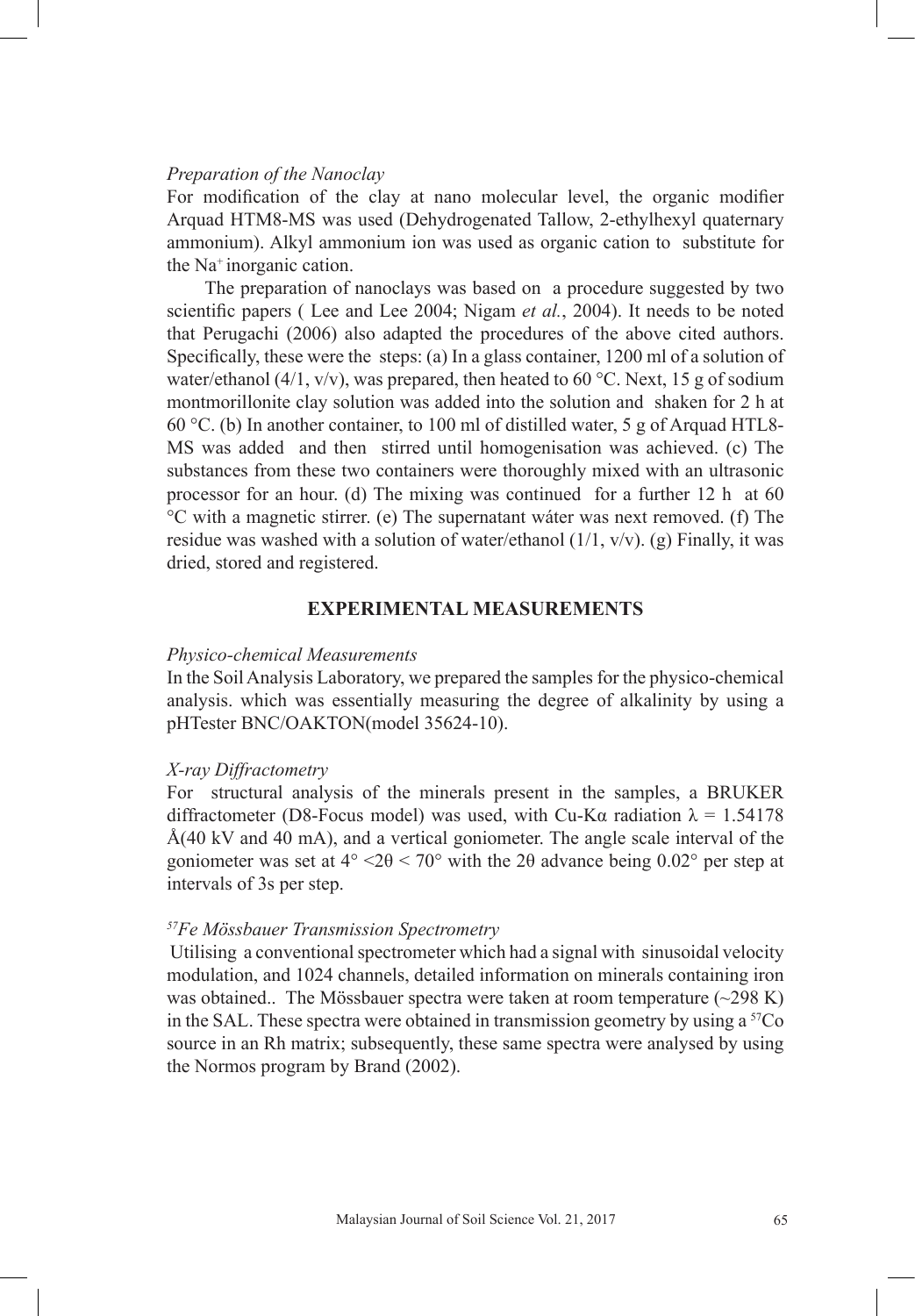*Preparation of the Nanoclay*

For modification of the clay at nano molecular level, the organic modifier Arquad HTM8-MS was used (Dehydrogenated Tallow, 2-ethylhexyl quaternary ammonium). Alkyl ammonium ion was used as organic cation to substitute for the $Na^+$ inorganic cation.

The preparation of nanoclays was based on a procedure suggested by two scientific papers ( Lee and Lee 2004; Nigam *et al.*, 2004). It needs to be noted that Perugachi (2006) also adapted the procedures of the above cited authors. Specifically, these were the steps: (a) In a glass container, 1200 ml of a solution of water/ethanol (4/1, v/v), was prepared, then heated to 60 °C. Next, 15 g of sodium montmorillonite clay solution was added into the solution and shaken for 2 h at 60 °C. (b) In another container, to 100 ml of distilled water, 5 g of Arquad HTL8-MS was added and then stirred until homogenisation was achieved. (c) The substances from these two containers were thoroughly mixed with an ultrasonic processor for an hour. (d) The mixing was continued for a further 12 h at 60 °C with a magnetic stirrer. (e) The supernatant wáter was next removed. (f) The residue was washed with a solution of water/ethanol (1/1, v/v). (g) Finally, it was dried, stored and registered.

## EXPERIMENTAL MEASUREMENTS

*Physico-chemical Measurements*

In the Soil Analysis Laboratory, we prepared the samples for the physico-chemical analysis. which was essentially measuring the degree of alkalinity by using a pHTester BNC/OAKTON(model 35624-10).

*X-ray Diffractometry*

For structural analysis of the minerals present in the samples, a BRUKER diffractometer (D8-Focus model) was used, with Cu-K$\alpha$ radiation $\lambda$ = 1.54178 Å(40 kV and 40 mA), and a vertical goniometer. The angle scale interval of the goniometer was set at $4° < 2\theta < 70°$ with the $2\theta$ advance being 0.02° per step at intervals of 3s per step.

*$^{57}Fe$ Mössbauer Transmission Spectrometry*

Utilising a conventional spectrometer which had a signal with sinusoidal velocity modulation, and 1024 channels, detailed information on minerals containing iron was obtained.. The Mössbauer spectra were taken at room temperature (~298 K) in the SAL. These spectra were obtained in transmission geometry by using a $^{57}Co$ source in an Rh matrix; subsequently, these same spectra were analysed by using the Normos program by Brand (2002).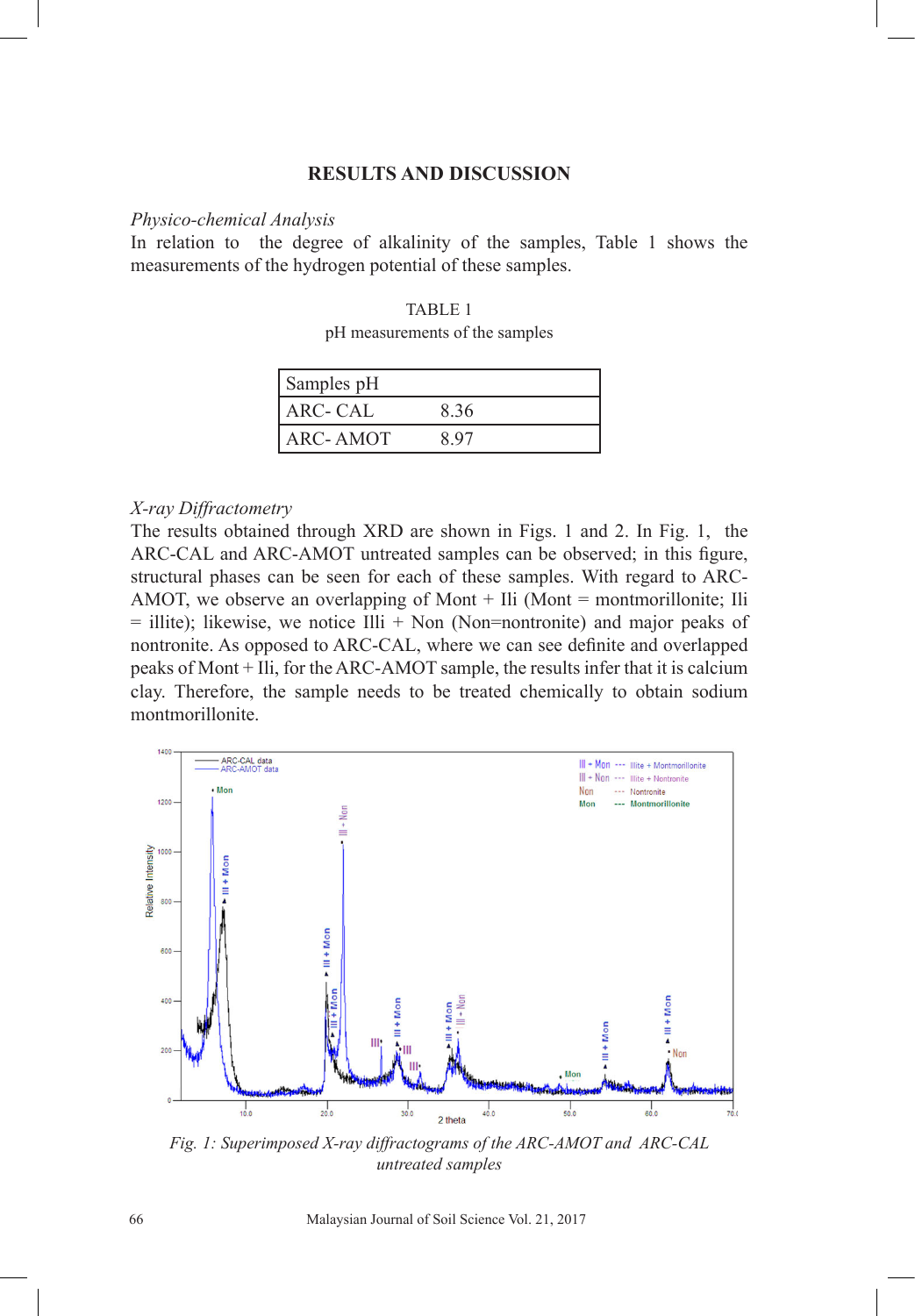## RESULTS AND DISCUSSION

*Physico-chemical Analysis*

In relation to the degree of alkalinity of the samples, Table 1 shows the measurements of the hydrogen potential of these samples.

TABLE 1
pH measurements of the samples

| Samples pH | |
|---|---|
| ARC- CAL | 8.36 |
| ARC- AMOT | 8.97 |

*X-ray Diffractometry*

The results obtained through XRD are shown in Figs. 1 and 2. In Fig. 1, the ARC-CAL and ARC-AMOT untreated samples can be observed; in this figure, structural phases can be seen for each of these samples. With regard to ARC-AMOT, we observe an overlapping of Mont + Ili (Mont = montmorillonite; Ili = illite); likewise, we notice Illi + Non (Non=nontronite) and major peaks of nontronite. As opposed to ARC-CAL, where we can see definite and overlapped peaks of Mont + Ili, for the ARC-AMOT sample, the results infer that it is calcium clay. Therefore, the sample needs to be treated chemically to obtain sodium montmorillonite.

*Fig. 1: Superimposed X-ray diffractograms of the ARC-AMOT and ARC-CAL untreated samples*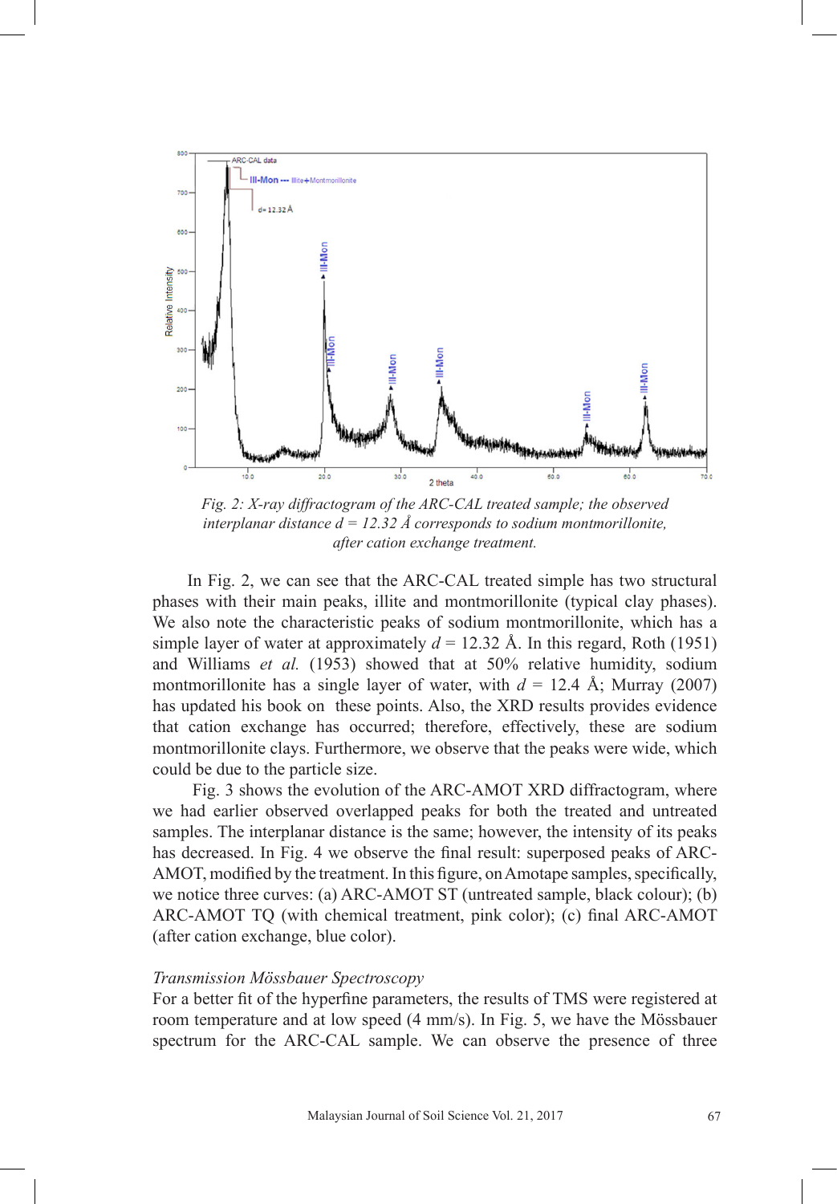*Fig. 2: X-ray diffractogram of the ARC-CAL treated sample; the observed interplanar distance d = 12.32 Å corresponds to sodium montmorillonite, after cation exchange treatment.*

In Fig. 2, we can see that the ARC-CAL treated simple has two structural phases with their main peaks, illite and montmorillonite (typical clay phases). We also note the characteristic peaks of sodium montmorillonite, which has a simple layer of water at approximately $d$ = 12.32 Å. In this regard, Roth (1951) and Williams *et al.* (1953) showed that at 50% relative humidity, sodium montmorillonite has a single layer of water, with $d$ = 12.4 Å; Murray (2007) has updated his book on these points. Also, the XRD results provides evidence that cation exchange has occurred; therefore, effectively, these are sodium montmorillonite clays. Furthermore, we observe that the peaks were wide, which could be due to the particle size.

Fig. 3 shows the evolution of the ARC-AMOT XRD diffractogram, where we had earlier observed overlapped peaks for both the treated and untreated samples. The interplanar distance is the same; however, the intensity of its peaks has decreased. In Fig. 4 we observe the final result: superposed peaks of ARC-AMOT, modified by the treatment. In this figure, on Amotape samples, specifically, we notice three curves: (a) ARC-AMOT ST (untreated sample, black colour); (b) ARC-AMOT TQ (with chemical treatment, pink color); (c) final ARC-AMOT (after cation exchange, blue color).

*Transmission Mössbauer Spectroscopy*

For a better fit of the hyperfine parameters, the results of TMS were registered at room temperature and at low speed (4 mm/s). In Fig. 5, we have the Mössbauer spectrum for the ARC-CAL sample. We can observe the presence of three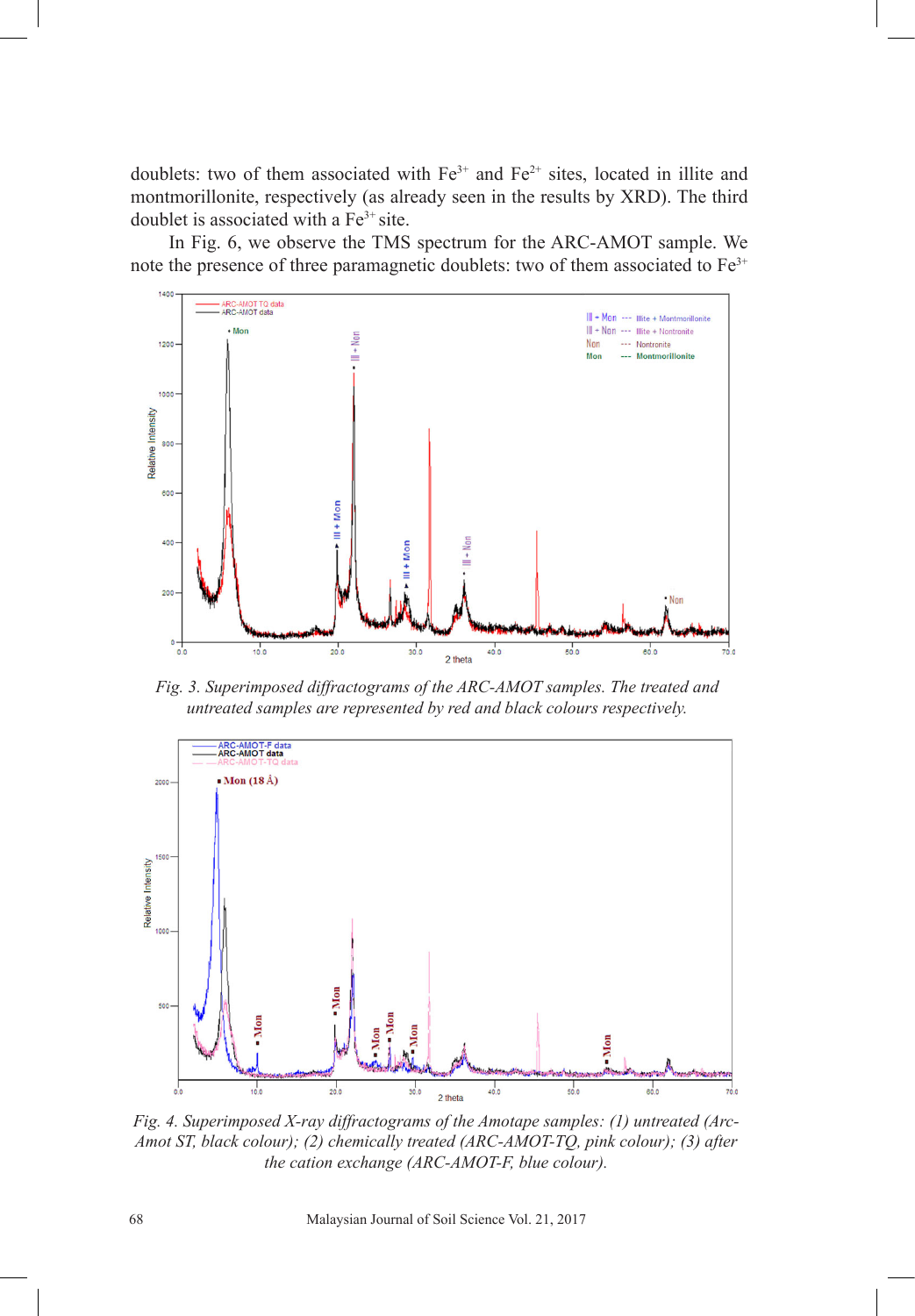doublets: two of them associated with $Fe^{3+}$ and $Fe^{2+}$ sites, located in illite and montmorillonite, respectively (as already seen in the results by XRD). The third doublet is associated with a $Fe^{3+}$ site.

In Fig. 6, we observe the TMS spectrum for the ARC-AMOT sample. We note the presence of three paramagnetic doublets: two of them associated to $Fe^{3+}$

*Fig. 3. Superimposed diffractograms of the ARC-AMOT samples. The treated and untreated samples are represented by red and black colours respectively.*

*Fig. 4. Superimposed X-ray diffractograms of the Amotape samples: (1) untreated (Arc-Amot ST, black colour); (2) chemically treated (ARC-AMOT-TQ, pink colour); (3) after the cation exchange (ARC-AMOT-F, blue colour).*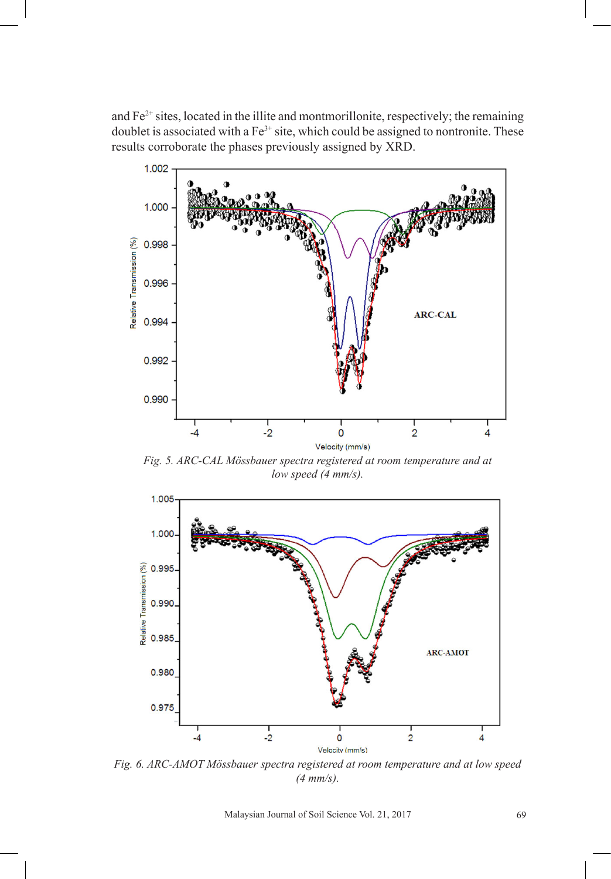and $Fe^{2+}$ sites, located in the illite and montmorillonite, respectively; the remaining doublet is associated with a $Fe^{3+}$ site, which could be assigned to nontronite. These results corroborate the phases previously assigned by XRD.

*Fig. 5. ARC-CAL Mössbauer spectra registered at room temperature and at low speed (4 mm/s).*

*Fig. 6. ARC-AMOT Mössbauer spectra registered at room temperature and at low speed (4 mm/s).*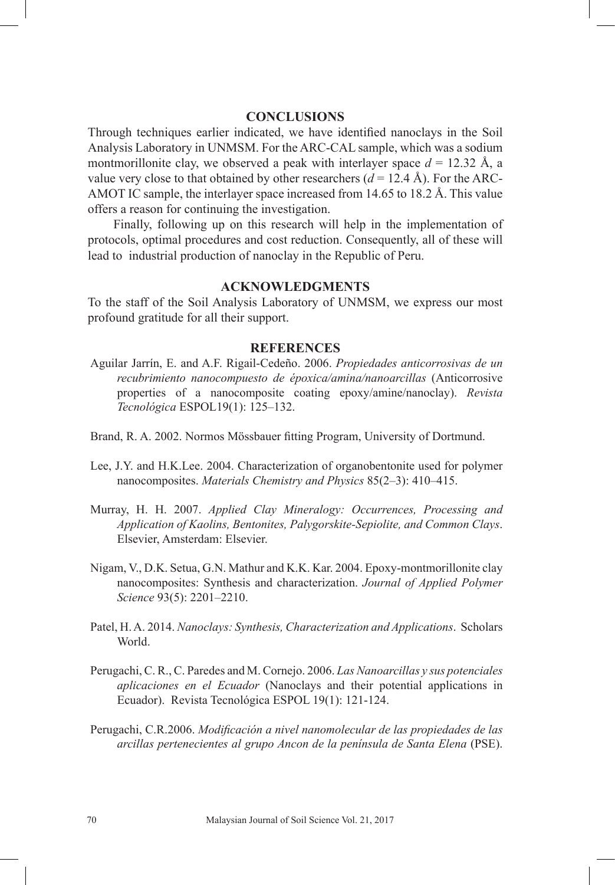## CONCLUSIONS

Through techniques earlier indicated, we have identified nanoclays in the Soil Analysis Laboratory in UNMSM. For the ARC-CAL sample, which was a sodium montmorillonite clay, we observed a peak with interlayer space $d$ = 12.32 Å, a value very close to that obtained by other researchers ($d$ = 12.4 Å). For the ARC-AMOT IC sample, the interlayer space increased from 14.65 to 18.2 Å. This value offers a reason for continuing the investigation.

Finally, following up on this research will help in the implementation of protocols, optimal procedures and cost reduction. Consequently, all of these will lead to industrial production of nanoclay in the Republic of Peru.

## ACKNOWLEDGMENTS

To the staff of the Soil Analysis Laboratory of UNMSM, we express our most profound gratitude for all their support.

## REFERENCES

Aguilar Jarrín, E. and A.F. Rigail-Cedeño. 2006. *Propiedades anticorrosivas de un recubrimiento nanocompuesto de époxica/amina/nanoarcillas* (Anticorrosive properties of a nanocomposite coating epoxy/amine/nanoclay). *Revista Tecnológica* ESPOL19(1): 125–132.

Brand, R. A. 2002. Normos Mössbauer fitting Program, University of Dortmund.

Lee, J.Y. and H.K.Lee. 2004. Characterization of organobentonite used for polymer nanocomposites. *Materials Chemistry and Physics* 85(2–3): 410–415.

Murray, H. H. 2007. *Applied Clay Mineralogy: Occurrences, Processing and Application of Kaolins, Bentonites, Palygorskite-Sepiolite, and Common Clays*. Elsevier, Amsterdam: Elsevier.

Nigam, V., D.K. Setua, G.N. Mathur and K.K. Kar. 2004. Epoxy-montmorillonite clay nanocomposites: Synthesis and characterization. *Journal of Applied Polymer Science* 93(5): 2201–2210.

Patel, H. A. 2014. *Nanoclays: Synthesis, Characterization and Applications*. Scholars World.

Perugachi, C. R., C. Paredes and M. Cornejo. 2006. *Las Nanoarcillas y sus potenciales aplicaciones en el Ecuador* (Nanoclays and their potential applications in Ecuador). Revista Tecnológica ESPOL 19(1): 121-124.

Perugachi, C.R.2006. *Modificación a nivel nanomolecular de las propiedades de las arcillas pertenecientes al grupo Ancon de la península de Santa Elena* (PSE).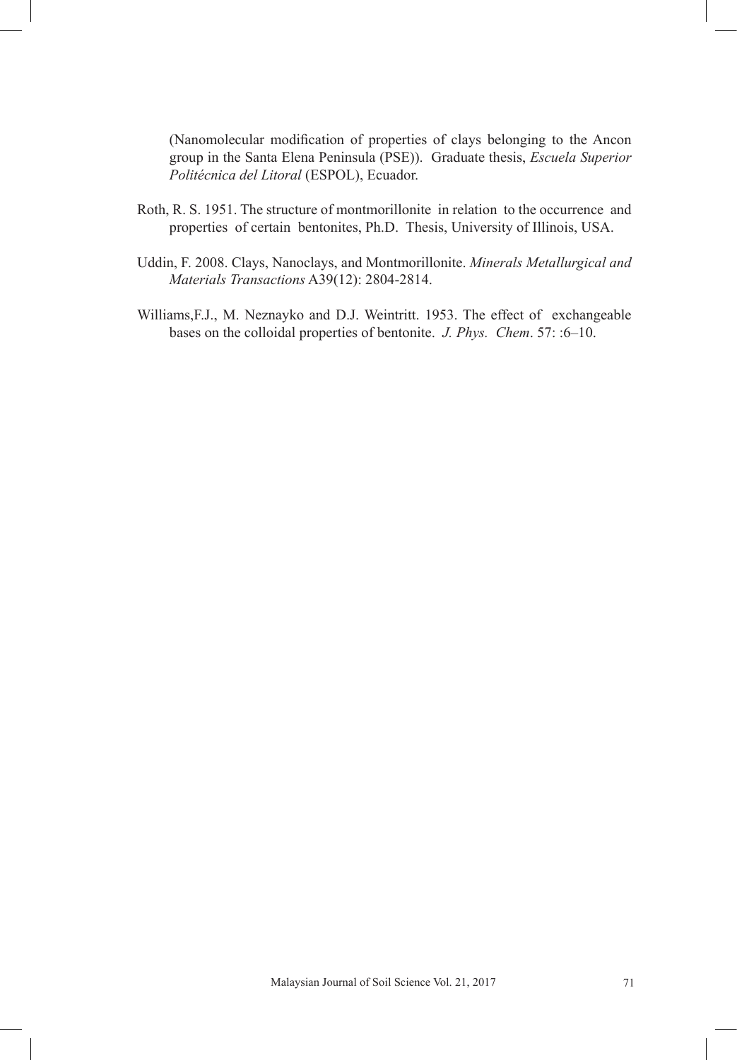(Nanomolecular modification of properties of clays belonging to the Ancon group in the Santa Elena Peninsula (PSE)). Graduate thesis, *Escuela Superior Politécnica del Litoral* (ESPOL), Ecuador.

Roth, R. S. 1951. The structure of montmorillonite in relation to the occurrence and properties of certain bentonites, Ph.D. Thesis, University of Illinois, USA.

Uddin, F. 2008. Clays, Nanoclays, and Montmorillonite. *Minerals Metallurgical and Materials Transactions* A39(12): 2804-2814.

Williams,F.J., M. Neznayko and D.J. Weintritt. 1953. The effect of exchangeable bases on the colloidal properties of bentonite. *J. Phys. Chem*. 57: :6–10.